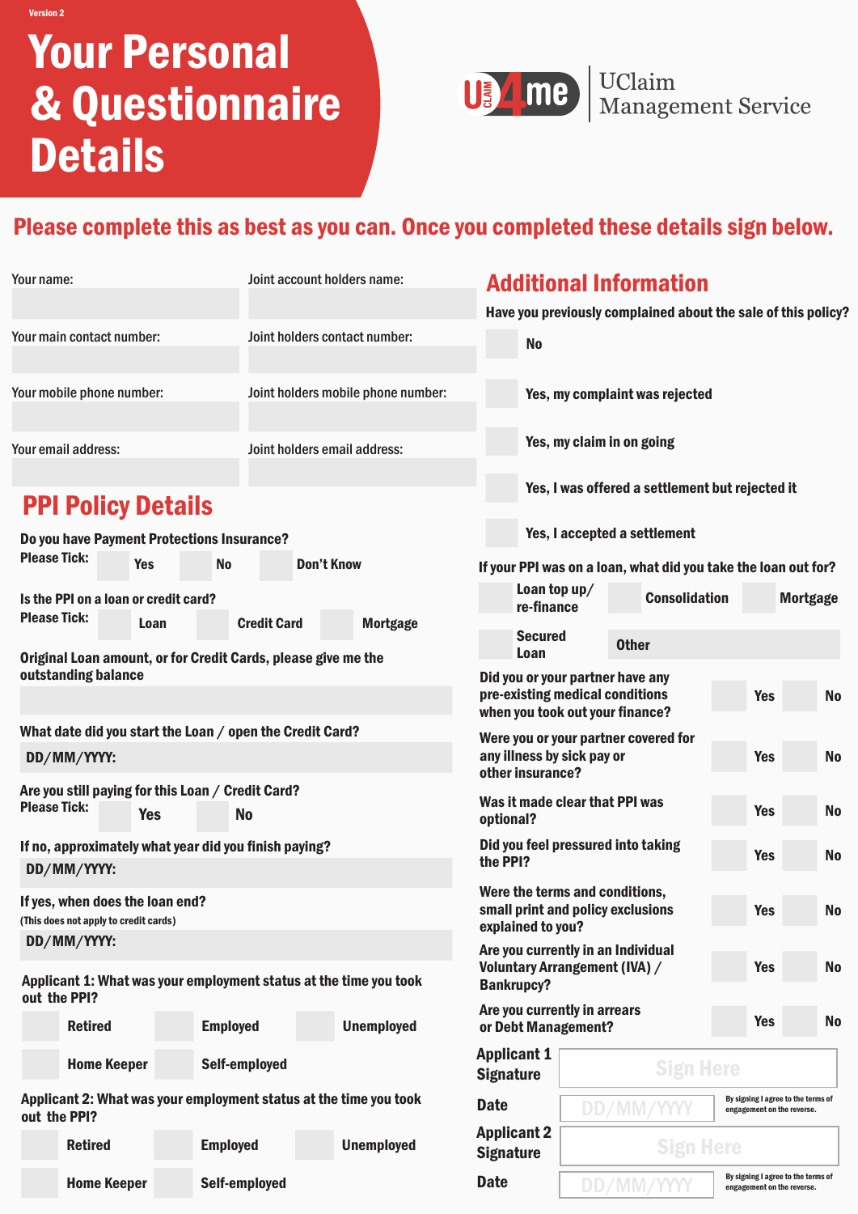Version 2

# Your Personal & Questionnaire Details

UClaim Management Service

**Please complete this as best as you can. Once you completed these details sign below.**

Your name:

Joint account holders name:

Your main contact number:

Joint holders contact number:

Your mobile phone number:

Joint holders mobile phone number:

Your email address:

Joint holders email address:

## PPI Policy Details

**Do you have Payment Protections Insurance?**
Please Tick: Yes / No / Don't Know

**Is the PPI on a loan or credit card?**
Please Tick: Loan / Credit Card / Mortgage

**Original Loan amount, or for Credit Cards, please give me the outstanding balance**

**What date did you start the Loan / open the Credit Card?**
DD/MM/YYYY:

**Are you still paying for this Loan / Credit Card?**
Please Tick: Yes / No

**If no, approximately what year did you finish paying?**
DD/MM/YYYY:

**If yes, when does the loan end?**
(This does not apply to credit cards)
DD/MM/YYYY:

**Applicant 1: What was your employment status at the time you took out the PPI?**
Retired / Employed / Unemployed / Home Keeper / Self-employed

**Applicant 2: What was your employment status at the time you took out the PPI?**
Retired / Employed / Unemployed / Home Keeper / Self-employed

## Additional Information

**Have you previously complained about the sale of this policy?**

- No
- Yes, my complaint was rejected
- Yes, my claim in on going
- Yes, I was offered a settlement but rejected it
- Yes, I accepted a settlement

**If your PPI was on a loan, what did you take the loan out for?**
Loan top up/ re-finance / Consolidation / Mortgage / Secured Loan / Other

| Question | Yes | No |
|---|---|---|
| Did you or your partner have any pre-existing medical conditions when you took out your finance? | Yes | No |
| Were you or your partner covered for any illness by sick pay or other insurance? | Yes | No |
| Was it made clear that PPI was optional? | Yes | No |
| Did you feel pressured into taking the PPI? | Yes | No |
| Were the terms and conditions, small print and policy exclusions explained to you? | Yes | No |
| Are you currently in an Individual Voluntary Arrangement (IVA) / Bankrupcy? | Yes | No |
| Are you currently in arrears or Debt Management? | Yes | No |

**Applicant 1 Signature** Sign Here

**Date** DD/MM/YYYY — By signing I agree to the terms of engagement on the reverse.

**Applicant 2 Signature** Sign Here

**Date** DD/MM/YYYY — By signing I agree to the terms of engagement on the reverse.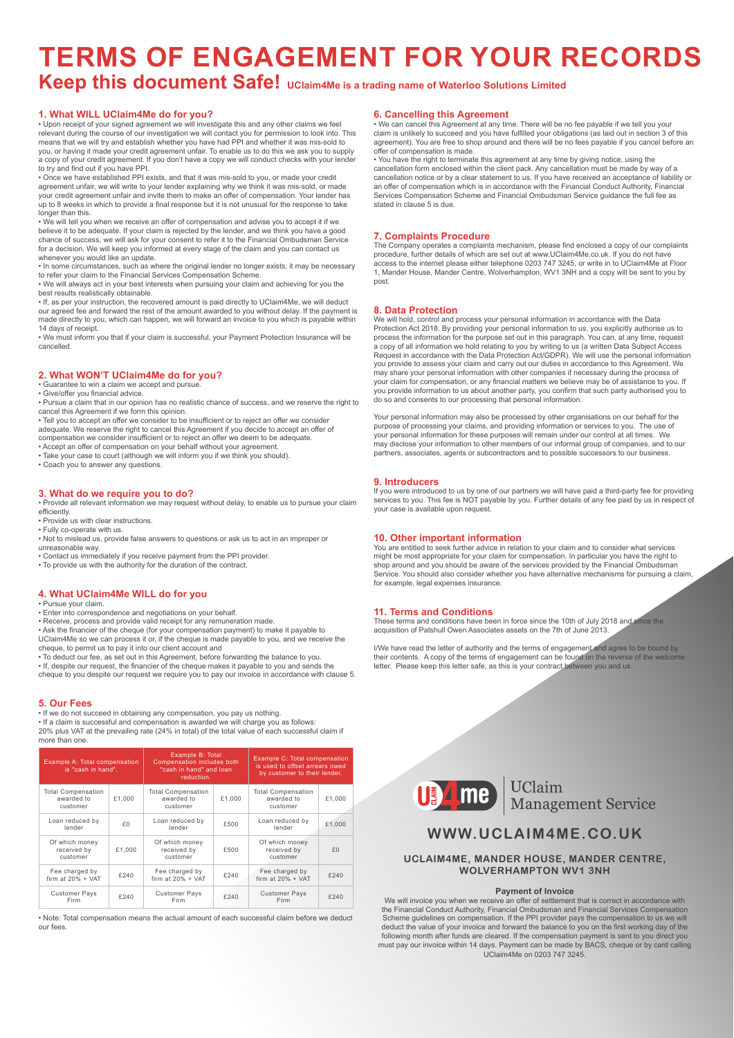# TERMS OF ENGAGEMENT FOR YOUR RECORDS

## Keep this document Safe! UClaim4Me is a trading name of Waterloo Solutions Limited

### 1. What WILL UClaim4Me do for you?

• Upon receipt of your signed agreement we will investigate this and any other claims we feel relevant during the course of our investigation we will contact you for permission to look into. This means that we will try and establish whether you have had PPI and whether it was mis-sold to you, or having it made your credit agreement unfair. To enable us to do this we ask you to supply a copy of your credit agreement. If you don't have a copy we will conduct checks with your lender to try and find out if you have PPI.

• Once we have established PPI exists, and that it was mis-sold to you, or made your credit agreement unfair, we will write to your lender explaining why we think it was mis-sold, or made your credit agreement unfair and invite them to make an offer of compensation. Your lender has up to 8 weeks in which to provide a final response but it is not unusual for the response to take longer than this.

• We will tell you when we receive an offer of compensation and advise you to accept it if we believe it to be adequate. If your claim is rejected by the lender, and we think you have a good chance of success, we will ask for your consent to refer it to the Financial Ombudsman Service for a decision. We will keep you informed at every stage of the claim and you can contact us whenever you would like an update.

• In some circumstances, such as where the original lender no longer exists, it may be necessary to refer your claim to the Financial Services Compensation Scheme.

• We will always act in your best interests when pursuing your claim and achieving for you the best results realistically obtainable.

• If, as per your instruction, the recovered amount is paid directly to UClaim4Me, we will deduct our agreed fee and forward the rest of the amount awarded to you without delay. If the payment is made directly to you, which can happen, we will forward an invoice to you which is payable within 14 days of receipt.

• We must inform you that if your claim is successful, your Payment Protection Insurance will be cancelled.

### 2. What WON'T UClaim4Me do for you?

• Guarantee to win a claim we accept and pursue.

• Give/offer you financial advice.

• Pursue a claim that in our opinion has no realistic chance of success, and we reserve the right to cancel this Agreement if we form this opinion.

• Tell you to accept an offer we consider to be insufficient or to reject an offer we consider adequate. We reserve the right to cancel this Agreement if you decide to accept an offer of compensation we consider insufficient or to reject an offer we deem to be adequate.

• Accept an offer of compensation on your behalf without your agreement.

• Take your case to court (although we will inform you if we think you should).

• Coach you to answer any questions.

### 3. What do we require you to do?

• Provide all relevant information we may request without delay, to enable us to pursue your claim efficiently.

• Provide us with clear instructions.

• Fully co-operate with us.

• Not to mislead us, provide false answers to questions or ask us to act in an improper or unreasonable way.

• Contact us immediately if you receive payment from the PPI provider.

• To provide us with the authority for the duration of the contract.

### 4. What UClaim4Me WILL do for you

• Pursue your claim.

• Enter into correspondence and negotiations on your behalf.

• Receive, process and provide valid receipt for any remuneration made.

• Ask the financier of the cheque (for your compensation payment) to make it payable to UClaim4Me so we can process it or, if the cheque is made payable to you, and we receive the cheque, to permit us to pay it into our client account and

• To deduct our fee, as set out in this Agreement, before forwarding the balance to you.

• If, despite our request, the financier of the cheque makes it payable to you and sends the cheque to you despite our request we require you to pay our invoice in accordance with clause 5.

### 5. Our Fees

• If we do not succeed in obtaining any compensation, you pay us nothing.

• If a claim is successful and compensation is awarded we will charge you as follows:
20% plus VAT at the prevailing rate (24% in total) of the total value of each successful claim if more than one.

| Example A: Total compensation is "cash in hand". | | Example B: Total Compensation includes both "cash in hand" and loan reduction. | | Example C: Total compensation is used to offset arrears owed by customer to their lender. | |
|---|---|---|---|---|---|
| Total Compensation awarded to customer | £1,000 | Total Compensation awarded to customer | £1,000 | Total Compensation awarded to customer | £1,000 |
| Loan reduced by lender | £0 | Loan reduced by lender | £500 | Loan reduced by lender | £1,000 |
| Of which money received by customer | £1,000 | Of which money received by customer | £500 | Of which money received by customer | £0 |
| Fee charged by firm at 20% + VAT | £240 | Fee charged by firm at 20% + VAT | £240 | Fee charged by firm at 20% + VAT | £240 |
| Customer Pays Firm | £240 | Customer Pays Firm | £240 | Customer Pays Firm | £240 |

• Note: Total compensation means the actual amount of each successful claim before we deduct our fees.

### 6. Cancelling this Agreement

• We can cancel this Agreement at any time. There will be no fee payable if we tell you your claim is unlikely to succeed and you have fulfilled your obligations (as laid out in section 3 of this agreement). You are free to shop around and there will be no fees payable if you cancel before an offer of compensation is made.

• You have the right to terminate this agreement at any time by giving notice, using the cancellation form enclosed within the client pack. Any cancellation must be made by way of a cancellation notice or by a clear statement to us. If you have received an acceptance of liability or an offer of compensation which is in accordance with the Financial Conduct Authority, Financial Services Compensation Scheme and Financial Ombudsman Service guidance the full fee as stated in clause 5 is due.

### 7. Complaints Procedure

The Company operates a complaints mechanism, please find enclosed a copy of our complaints procedure, further details of which are set out at www.UClaim4Me.co.uk. If you do not have access to the internet please either telephone 0203 747 3245, or write in to UClaim4Me at Floor 1, Mander House, Mander Centre, Wolverhampton, WV1 3NH and a copy will be sent to you by post.

### 8. Data Protection

We will hold, control and process your personal information in accordance with the Data Protection Act 2018. By providing your personal information to us, you explicitly authorise us to process the information for the purpose set out in this paragraph. You can, at any time, request a copy of all information we hold relating to you by writing to us (a written Data Subject Access Request in accordance with the Data Protection Act/GDPR). We will use the personal information you provide to assess your claim and carry out our duties in accordance to this Agreement. We may share your personal information with other companies if necessary during the process of your claim for compensation, or any financial matters we believe may be of assistance to you. If you provide information to us about another party, you confirm that such party authorised you to do so and consents to our processing that personal information.

Your personal information may also be processed by other organisations on our behalf for the purpose of processing your claims, and providing information or services to you. The use of your personal information for these purposes will remain under our control at all times. We may disclose your information to other members of our informal group of companies, and to our partners, associates, agents or subcontractors and to possible successors to our business.

### 9. Introducers

If you were introduced to us by one of our partners we will have paid a third-party fee for providing services to you. This fee is NOT payable by you. Further details of any fee paid by us in respect of your case is available upon request.

### 10. Other important information

You are entitled to seek further advice in relation to your claim and to consider what services might be most appropriate for your claim for compensation. In particular you have the right to shop around and you should be aware of the services provided by the Financial Ombudsman Service. You should also consider whether you have alternative mechanisms for pursuing a claim, for example, legal expenses insurance.

### 11. Terms and Conditions

These terms and conditions have been in force since the 10th of July 2018 and since the acquisition of Patshull Owen Associates assets on the 7th of June 2013.

I/We have read the letter of authority and the terms of engagement and agree to be bound by their contents. A copy of the terms of engagement can be found on the reverse of the welcome letter. Please keep this letter safe, as this is your contract between you and us.

UClaim Management Service

**WWW.UCLAIM4ME.CO.UK**

**UCLAIM4ME, MANDER HOUSE, MANDER CENTRE, WOLVERHAMPTON WV1 3NH**

**Payment of Invoice**

We will invoice you when we receive an offer of settlement that is correct in accordance with the Financial Conduct Authority, Financial Ombudsman and Financial Services Compensation Scheme guidelines on compensation. If the PPI provider pays the compensation to us we will deduct the value of your invoice and forward the balance to you on the first working day of the following month after funds are cleared. If the compensation payment is sent to you direct you must pay our invoice within 14 days. Payment can be made by BACS, cheque or by card calling UClaim4Me on 0203 747 3245.